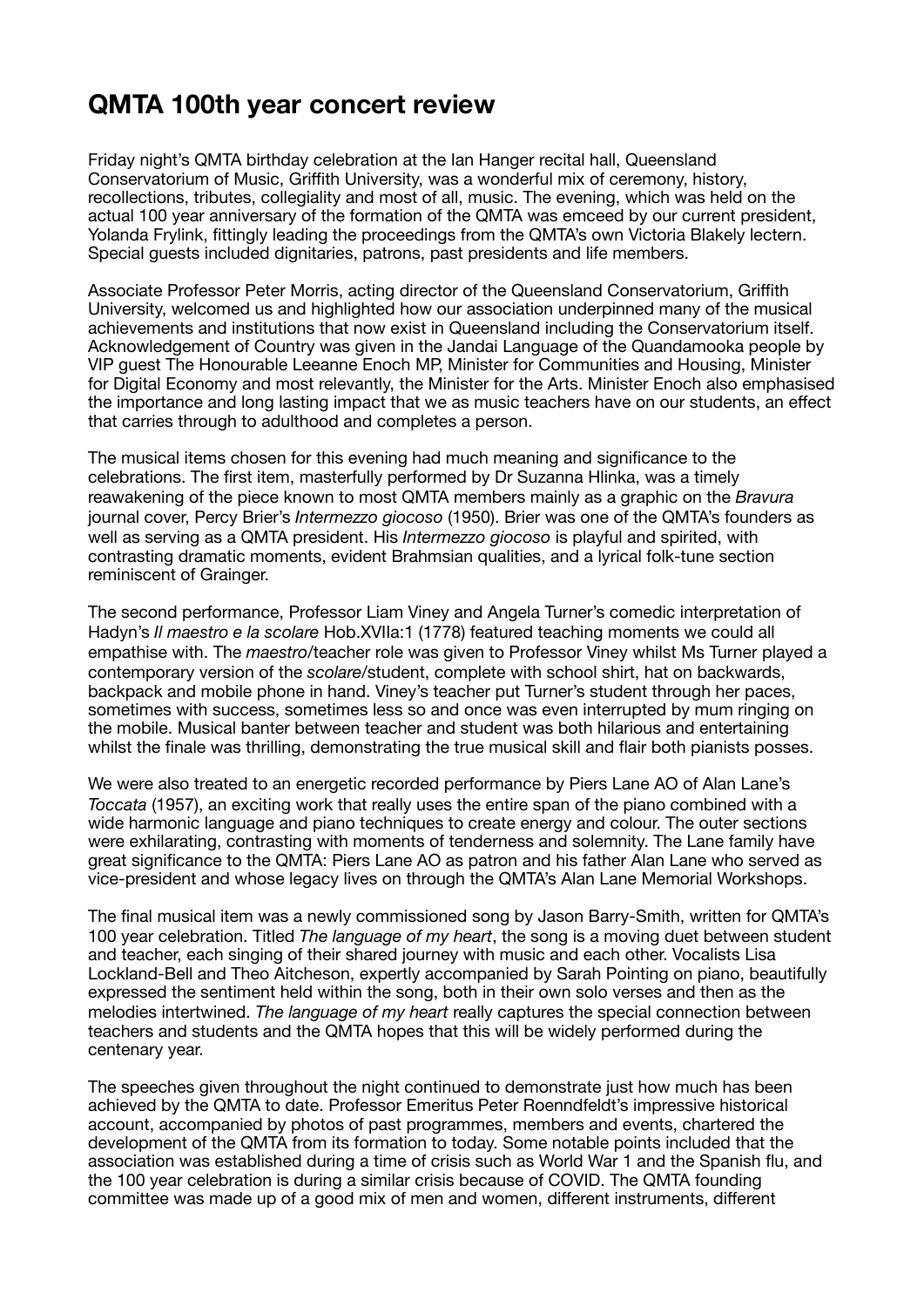# QMTA 100th year concert review

Friday night's QMTA birthday celebration at the Ian Hanger recital hall, Queensland Conservatorium of Music, Griffith University, was a wonderful mix of ceremony, history, recollections, tributes, collegiality and most of all, music. The evening, which was held on the actual 100 year anniversary of the formation of the QMTA was emceed by our current president, Yolanda Frylink, fittingly leading the proceedings from the QMTA's own Victoria Blakely lectern. Special guests included dignitaries, patrons, past presidents and life members.

Associate Professor Peter Morris, acting director of the Queensland Conservatorium, Griffith University, welcomed us and highlighted how our association underpinned many of the musical achievements and institutions that now exist in Queensland including the Conservatorium itself. Acknowledgement of Country was given in the Jandai Language of the Quandamooka people by VIP guest The Honourable Leeanne Enoch MP, Minister for Communities and Housing, Minister for Digital Economy and most relevantly, the Minister for the Arts. Minister Enoch also emphasised the importance and long lasting impact that we as music teachers have on our students, an effect that carries through to adulthood and completes a person.

The musical items chosen for this evening had much meaning and significance to the celebrations. The first item, masterfully performed by Dr Suzanna Hlinka, was a timely reawakening of the piece known to most QMTA members mainly as a graphic on the *Bravura* journal cover, Percy Brier's *Intermezzo giocoso* (1950). Brier was one of the QMTA's founders as well as serving as a QMTA president. His *Intermezzo giocoso* is playful and spirited, with contrasting dramatic moments, evident Brahmsian qualities, and a lyrical folk-tune section reminiscent of Grainger.

The second performance, Professor Liam Viney and Angela Turner's comedic interpretation of Hadyn's *Il maestro e la scolare* Hob.XVIIa:1 (1778) featured teaching moments we could all empathise with. The *maestro*/teacher role was given to Professor Viney whilst Ms Turner played a contemporary version of the *scolare*/student, complete with school shirt, hat on backwards, backpack and mobile phone in hand. Viney's teacher put Turner's student through her paces, sometimes with success, sometimes less so and once was even interrupted by mum ringing on the mobile. Musical banter between teacher and student was both hilarious and entertaining whilst the finale was thrilling, demonstrating the true musical skill and flair both pianists posses.

We were also treated to an energetic recorded performance by Piers Lane AO of Alan Lane's *Toccata* (1957), an exciting work that really uses the entire span of the piano combined with a wide harmonic language and piano techniques to create energy and colour. The outer sections were exhilarating, contrasting with moments of tenderness and solemnity. The Lane family have great significance to the QMTA: Piers Lane AO as patron and his father Alan Lane who served as vice-president and whose legacy lives on through the QMTA's Alan Lane Memorial Workshops.

The final musical item was a newly commissioned song by Jason Barry-Smith, written for QMTA's 100 year celebration. Titled *The language of my heart*, the song is a moving duet between student and teacher, each singing of their shared journey with music and each other. Vocalists Lisa Lockland-Bell and Theo Aitcheson, expertly accompanied by Sarah Pointing on piano, beautifully expressed the sentiment held within the song, both in their own solo verses and then as the melodies intertwined. *The language of my heart* really captures the special connection between teachers and students and the QMTA hopes that this will be widely performed during the centenary year.

The speeches given throughout the night continued to demonstrate just how much has been achieved by the QMTA to date. Professor Emeritus Peter Roenndfeldt's impressive historical account, accompanied by photos of past programmes, members and events, chartered the development of the QMTA from its formation to today. Some notable points included that the association was established during a time of crisis such as World War 1 and the Spanish flu, and the 100 year celebration is during a similar crisis because of COVID. The QMTA founding committee was made up of a good mix of men and women, different instruments, different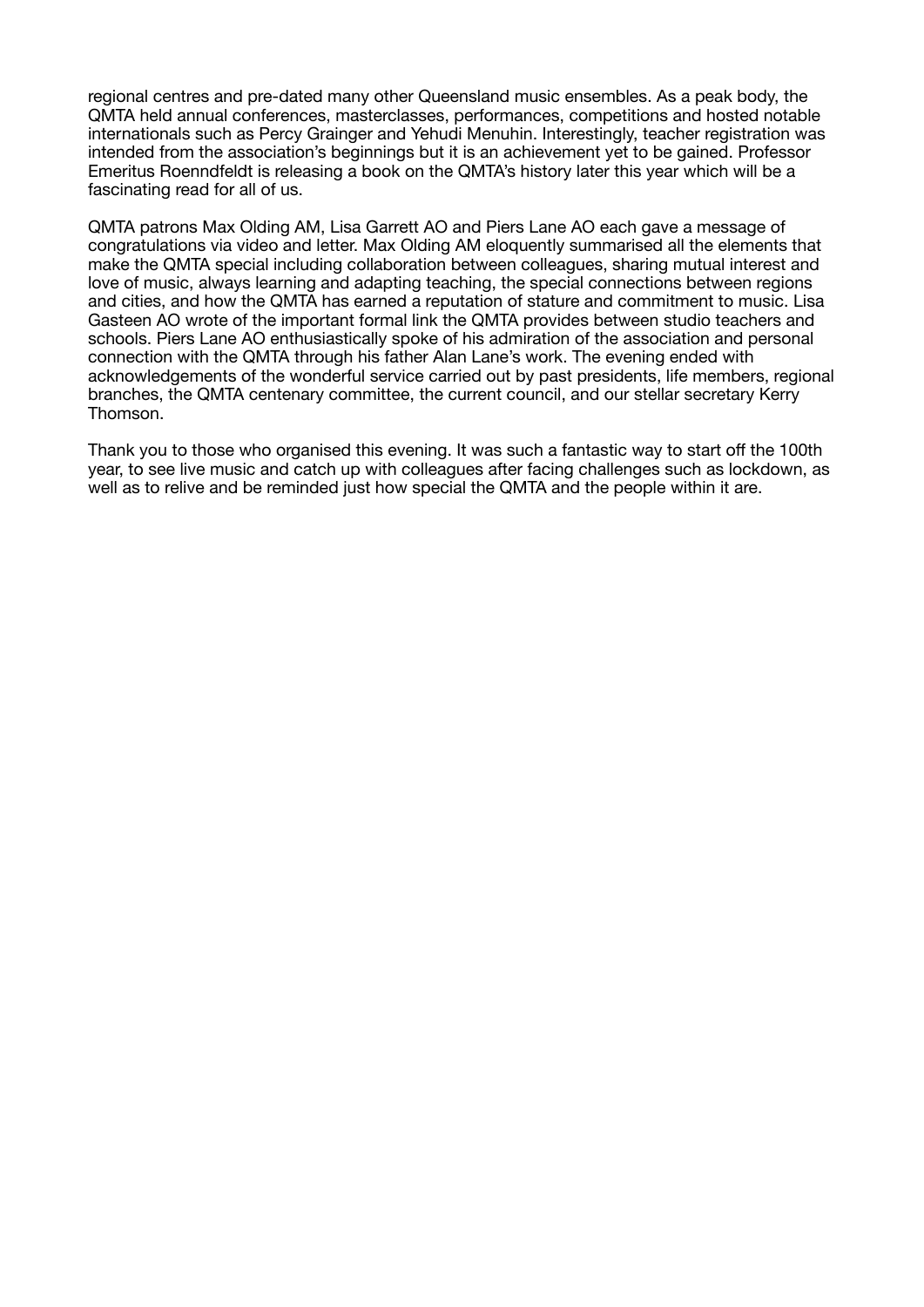regional centres and pre-dated many other Queensland music ensembles. As a peak body, the QMTA held annual conferences, masterclasses, performances, competitions and hosted notable internationals such as Percy Grainger and Yehudi Menuhin. Interestingly, teacher registration was intended from the association's beginnings but it is an achievement yet to be gained. Professor Emeritus Roenndfeldt is releasing a book on the QMTA's history later this year which will be a fascinating read for all of us.

QMTA patrons Max Olding AM, Lisa Garrett AO and Piers Lane AO each gave a message of congratulations via video and letter. Max Olding AM eloquently summarised all the elements that make the QMTA special including collaboration between colleagues, sharing mutual interest and love of music, always learning and adapting teaching, the special connections between regions and cities, and how the QMTA has earned a reputation of stature and commitment to music. Lisa Gasteen AO wrote of the important formal link the QMTA provides between studio teachers and schools. Piers Lane AO enthusiastically spoke of his admiration of the association and personal connection with the QMTA through his father Alan Lane's work. The evening ended with acknowledgements of the wonderful service carried out by past presidents, life members, regional branches, the QMTA centenary committee, the current council, and our stellar secretary Kerry Thomson.

Thank you to those who organised this evening. It was such a fantastic way to start off the 100th year, to see live music and catch up with colleagues after facing challenges such as lockdown, as well as to relive and be reminded just how special the QMTA and the people within it are.